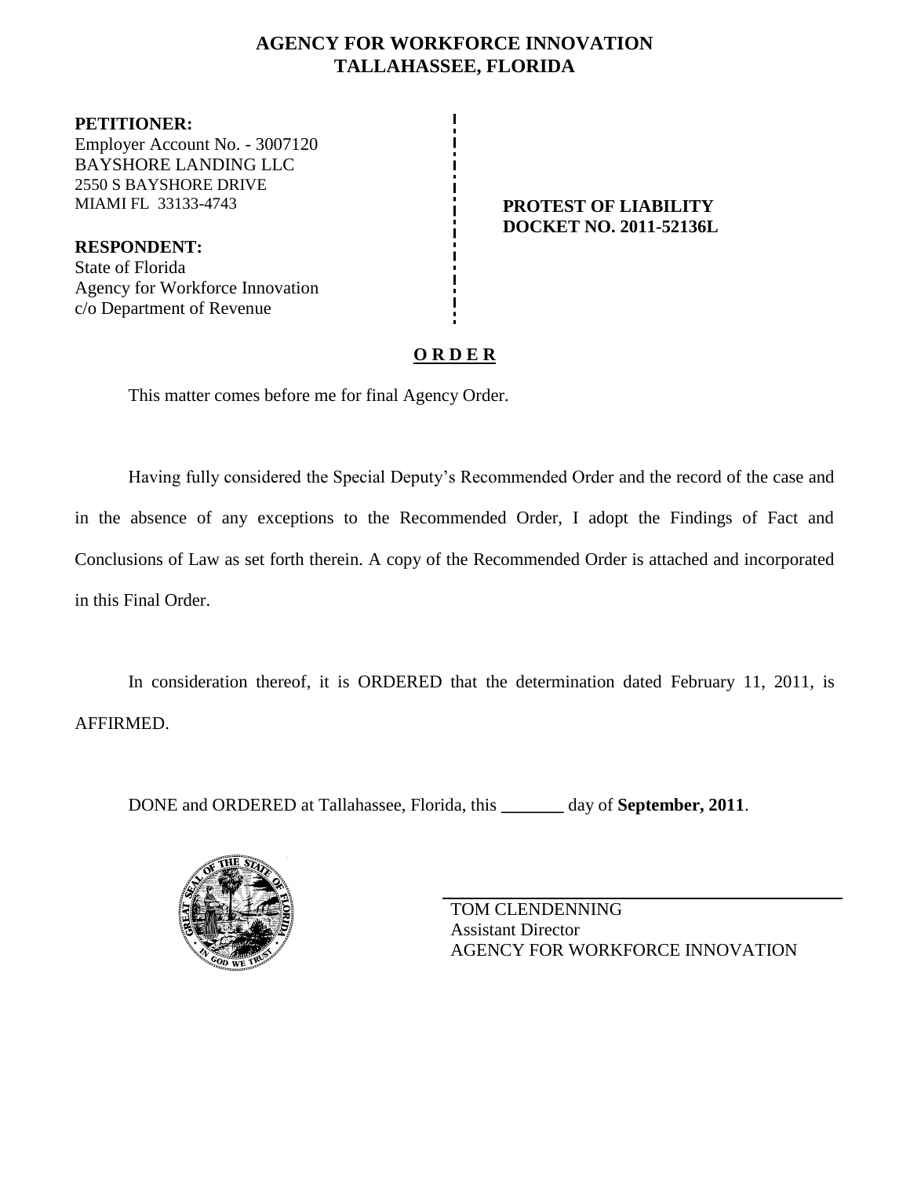# AGENCY FOR WORKFORCE INNOVATION
## TALLAHASSEE, FLORIDA

**PETITIONER:**
Employer Account No. - 3007120
BAYSHORE LANDING LLC
2550 S BAYSHORE DRIVE
MIAMI FL 33133-4743

**RESPONDENT:**
State of Florida
Agency for Workforce Innovation
c/o Department of Revenue

**PROTEST OF LIABILITY**
**DOCKET NO. 2011-52136L**

**O R D E R**

This matter comes before me for final Agency Order.

Having fully considered the Special Deputy's Recommended Order and the record of the case and in the absence of any exceptions to the Recommended Order, I adopt the Findings of Fact and Conclusions of Law as set forth therein. A copy of the Recommended Order is attached and incorporated in this Final Order.

In consideration thereof, it is ORDERED that the determination dated February 11, 2011, is AFFIRMED.

DONE and ORDERED at Tallahassee, Florida, this _______ day of **September, 2011**.

TOM CLENDENNING
Assistant Director
AGENCY FOR WORKFORCE INNOVATION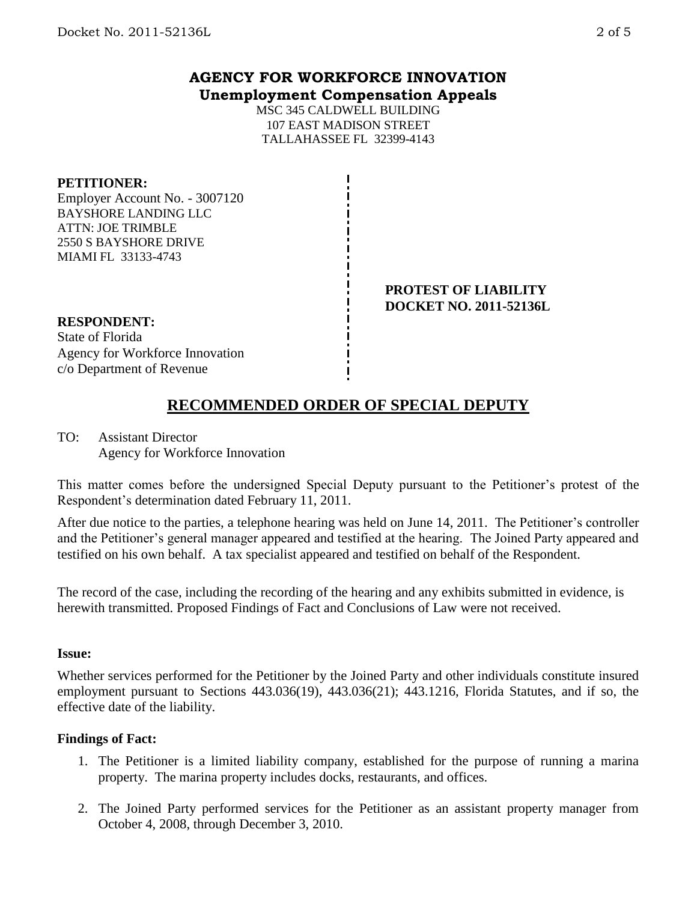# AGENCY FOR WORKFORCE INNOVATION
## Unemployment Compensation Appeals

MSC 345 CALDWELL BUILDING
107 EAST MADISON STREET
TALLAHASSEE FL 32399-4143

**PETITIONER:**
Employer Account No. - 3007120
BAYSHORE LANDING LLC
ATTN: JOE TRIMBLE
2550 S BAYSHORE DRIVE
MIAMI FL 33133-4743

**PROTEST OF LIABILITY**
**DOCKET NO. 2011-52136L**

**RESPONDENT:**
State of Florida
Agency for Workforce Innovation
c/o Department of Revenue

## RECOMMENDED ORDER OF SPECIAL DEPUTY

TO: Assistant Director
Agency for Workforce Innovation

This matter comes before the undersigned Special Deputy pursuant to the Petitioner's protest of the Respondent's determination dated February 11, 2011.

After due notice to the parties, a telephone hearing was held on June 14, 2011. The Petitioner's controller and the Petitioner's general manager appeared and testified at the hearing. The Joined Party appeared and testified on his own behalf. A tax specialist appeared and testified on behalf of the Respondent.

The record of the case, including the recording of the hearing and any exhibits submitted in evidence, is herewith transmitted. Proposed Findings of Fact and Conclusions of Law were not received.

**Issue:**

Whether services performed for the Petitioner by the Joined Party and other individuals constitute insured employment pursuant to Sections 443.036(19), 443.036(21); 443.1216, Florida Statutes, and if so, the effective date of the liability.

**Findings of Fact:**

1. The Petitioner is a limited liability company, established for the purpose of running a marina property. The marina property includes docks, restaurants, and offices.

2. The Joined Party performed services for the Petitioner as an assistant property manager from October 4, 2008, through December 3, 2010.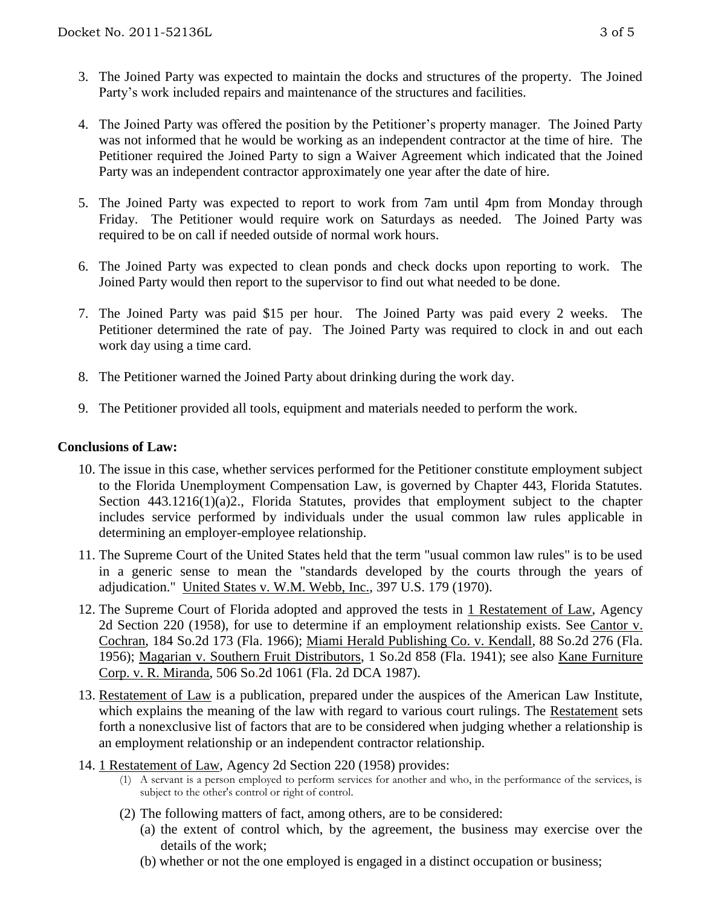3. The Joined Party was expected to maintain the docks and structures of the property. The Joined Party's work included repairs and maintenance of the structures and facilities.

4. The Joined Party was offered the position by the Petitioner's property manager. The Joined Party was not informed that he would be working as an independent contractor at the time of hire. The Petitioner required the Joined Party to sign a Waiver Agreement which indicated that the Joined Party was an independent contractor approximately one year after the date of hire.

5. The Joined Party was expected to report to work from 7am until 4pm from Monday through Friday. The Petitioner would require work on Saturdays as needed. The Joined Party was required to be on call if needed outside of normal work hours.

6. The Joined Party was expected to clean ponds and check docks upon reporting to work. The Joined Party would then report to the supervisor to find out what needed to be done.

7. The Joined Party was paid $15 per hour. The Joined Party was paid every 2 weeks. The Petitioner determined the rate of pay. The Joined Party was required to clock in and out each work day using a time card.

8. The Petitioner warned the Joined Party about drinking during the work day.

9. The Petitioner provided all tools, equipment and materials needed to perform the work.

## Conclusions of Law:

10. The issue in this case, whether services performed for the Petitioner constitute employment subject to the Florida Unemployment Compensation Law, is governed by Chapter 443, Florida Statutes. Section 443.1216(1)(a)2., Florida Statutes, provides that employment subject to the chapter includes service performed by individuals under the usual common law rules applicable in determining an employer-employee relationship.

11. The Supreme Court of the United States held that the term "usual common law rules" is to be used in a generic sense to mean the "standards developed by the courts through the years of adjudication." United States v. W.M. Webb, Inc., 397 U.S. 179 (1970).

12. The Supreme Court of Florida adopted and approved the tests in 1 Restatement of Law, Agency 2d Section 220 (1958), for use to determine if an employment relationship exists. See Cantor v. Cochran, 184 So.2d 173 (Fla. 1966); Miami Herald Publishing Co. v. Kendall, 88 So.2d 276 (Fla. 1956); Magarian v. Southern Fruit Distributors, 1 So.2d 858 (Fla. 1941); see also Kane Furniture Corp. v. R. Miranda, 506 So.2d 1061 (Fla. 2d DCA 1987).

13. Restatement of Law is a publication, prepared under the auspices of the American Law Institute, which explains the meaning of the law with regard to various court rulings. The Restatement sets forth a nonexclusive list of factors that are to be considered when judging whether a relationship is an employment relationship or an independent contractor relationship.

14. 1 Restatement of Law, Agency 2d Section 220 (1958) provides:
    (1) A servant is a person employed to perform services for another and who, in the performance of the services, is subject to the other's control or right of control.
    (2) The following matters of fact, among others, are to be considered:
        (a) the extent of control which, by the agreement, the business may exercise over the details of the work;
        (b) whether or not the one employed is engaged in a distinct occupation or business;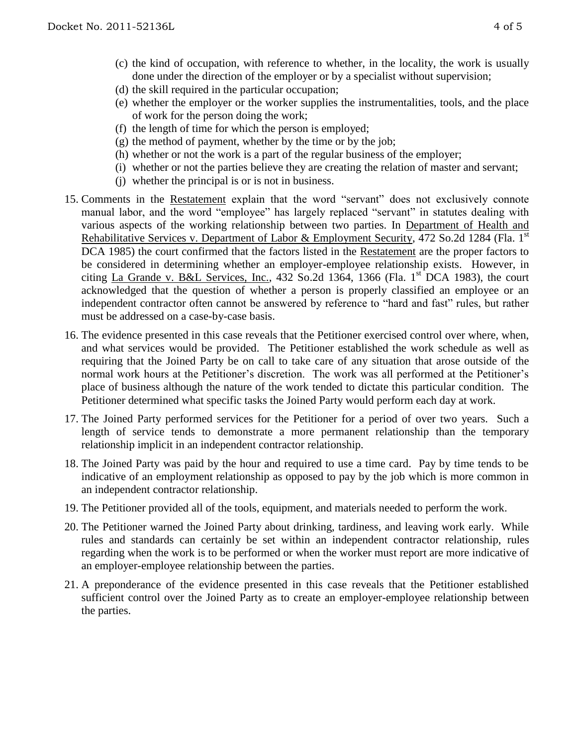(c) the kind of occupation, with reference to whether, in the locality, the work is usually done under the direction of the employer or by a specialist without supervision;
(d) the skill required in the particular occupation;
(e) whether the employer or the worker supplies the instrumentalities, tools, and the place of work for the person doing the work;
(f) the length of time for which the person is employed;
(g) the method of payment, whether by the time or by the job;
(h) whether or not the work is a part of the regular business of the employer;
(i) whether or not the parties believe they are creating the relation of master and servant;
(j) whether the principal is or is not in business.

15. Comments in the Restatement explain that the word "servant" does not exclusively connote manual labor, and the word "employee" has largely replaced "servant" in statutes dealing with various aspects of the working relationship between two parties. In Department of Health and Rehabilitative Services v. Department of Labor & Employment Security, 472 So.2d 1284 (Fla. 1st DCA 1985) the court confirmed that the factors listed in the Restatement are the proper factors to be considered in determining whether an employer-employee relationship exists. However, in citing La Grande v. B&L Services, Inc., 432 So.2d 1364, 1366 (Fla. 1st DCA 1983), the court acknowledged that the question of whether a person is properly classified an employee or an independent contractor often cannot be answered by reference to "hard and fast" rules, but rather must be addressed on a case-by-case basis.

16. The evidence presented in this case reveals that the Petitioner exercised control over where, when, and what services would be provided. The Petitioner established the work schedule as well as requiring that the Joined Party be on call to take care of any situation that arose outside of the normal work hours at the Petitioner's discretion. The work was all performed at the Petitioner's place of business although the nature of the work tended to dictate this particular condition. The Petitioner determined what specific tasks the Joined Party would perform each day at work.

17. The Joined Party performed services for the Petitioner for a period of over two years. Such a length of service tends to demonstrate a more permanent relationship than the temporary relationship implicit in an independent contractor relationship.

18. The Joined Party was paid by the hour and required to use a time card. Pay by time tends to be indicative of an employment relationship as opposed to pay by the job which is more common in an independent contractor relationship.

19. The Petitioner provided all of the tools, equipment, and materials needed to perform the work.

20. The Petitioner warned the Joined Party about drinking, tardiness, and leaving work early. While rules and standards can certainly be set within an independent contractor relationship, rules regarding when the work is to be performed or when the worker must report are more indicative of an employer-employee relationship between the parties.

21. A preponderance of the evidence presented in this case reveals that the Petitioner established sufficient control over the Joined Party as to create an employer-employee relationship between the parties.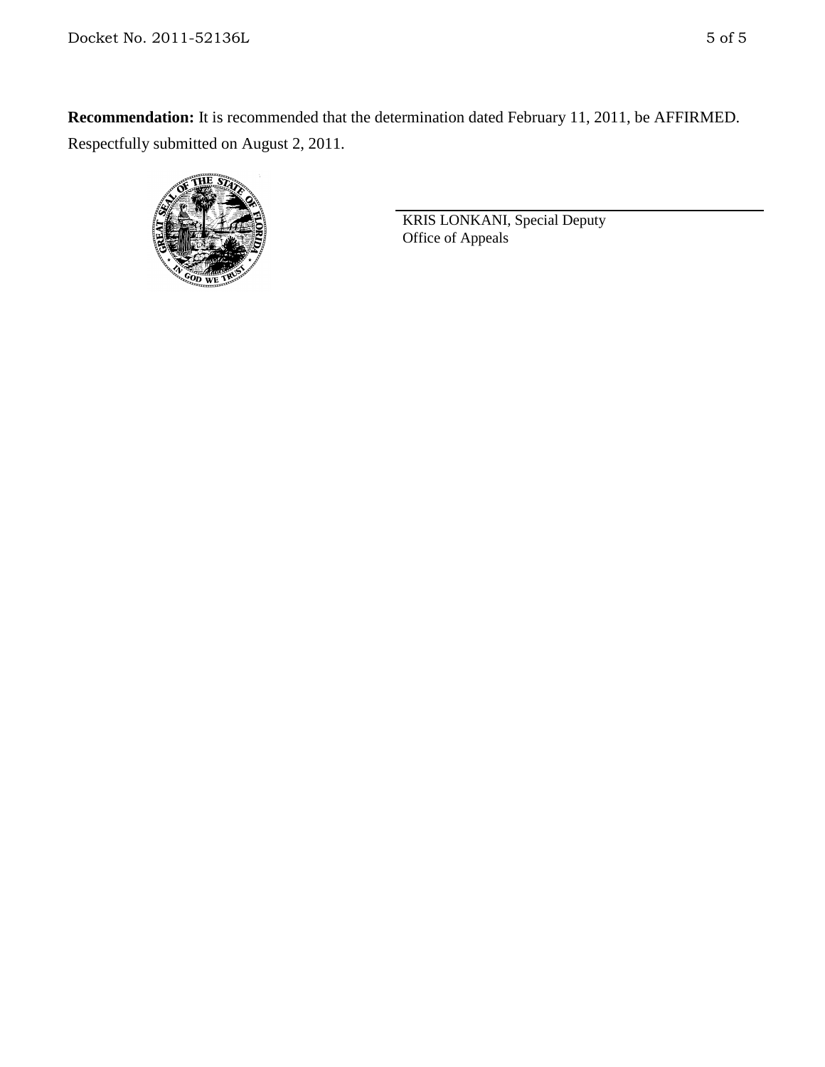**Recommendation:** It is recommended that the determination dated February 11, 2011, be AFFIRMED.
Respectfully submitted on August 2, 2011.

KRIS LONKANI, Special Deputy
Office of Appeals